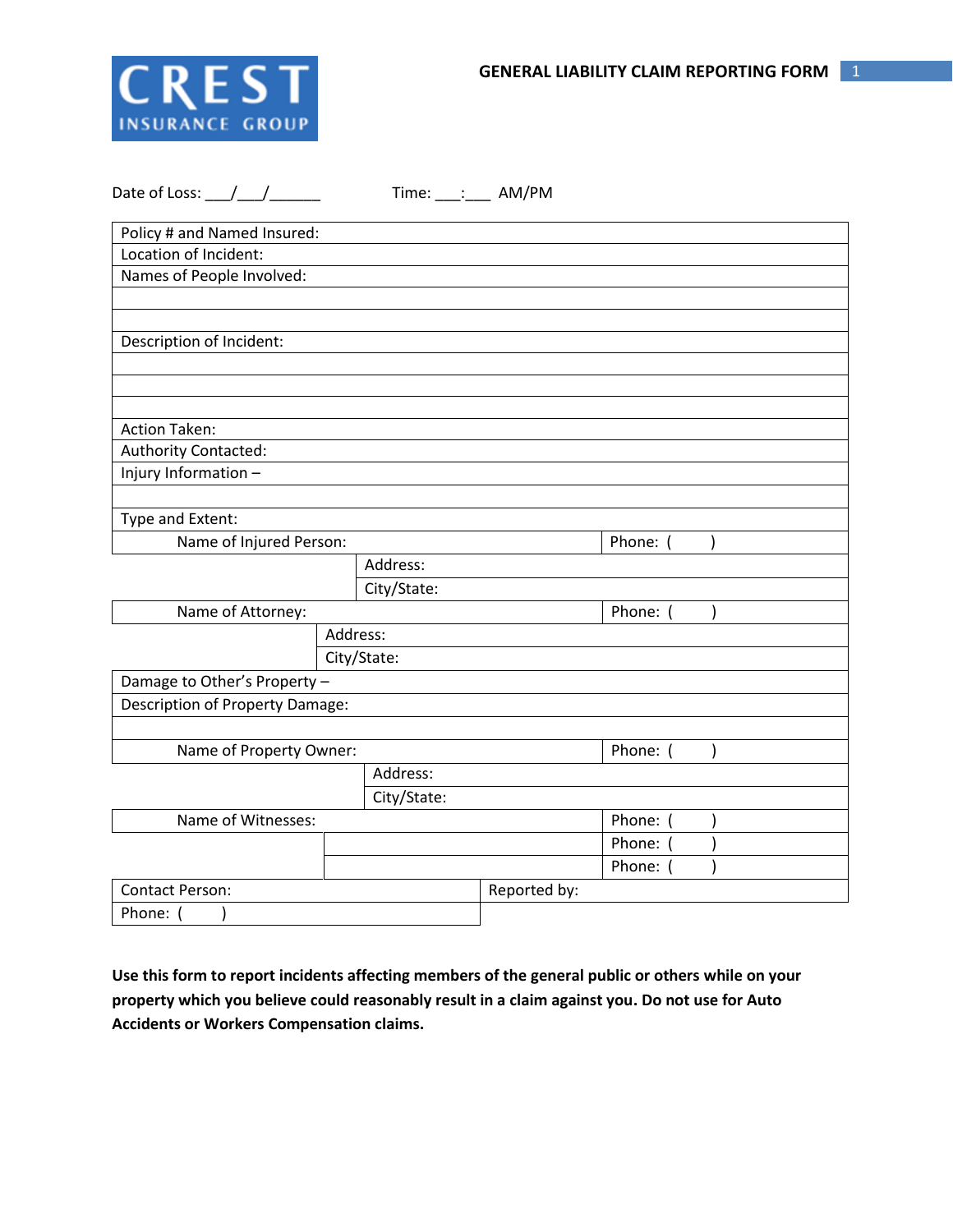CREST
INSURANCE GROUP

# GENERAL LIABILITY CLAIM REPORTING FORM

Date of Loss: ___/___/______ Time: ___:___ AM/PM

| | | |
|---|---|---|
| Policy # and Named Insured: | | |
| Location of Incident: | | |
| Names of People Involved: | | |
| | | |
| | | |
| Description of Incident: | | |
| | | |
| | | |
| | | |
| Action Taken: | | |
| Authority Contacted: | | |
| Injury Information – | | |
| | | |
| Type and Extent: | | |
| Name of Injured Person: | | Phone: ( ) |
| | Address: | |
| | City/State: | |
| Name of Attorney: | | Phone: ( ) |
| | Address: | |
| | City/State: | |
| Damage to Other's Property – | | |
| Description of Property Damage: | | |
| | | |
| Name of Property Owner: | | Phone: ( ) |
| | Address: | |
| | City/State: | |
| Name of Witnesses: | | Phone: ( ) |
| | | Phone: ( ) |
| | | Phone: ( ) |
| Contact Person: | Reported by: | |
| Phone: ( ) | | |

**Use this form to report incidents affecting members of the general public or others while on your property which you believe could reasonably result in a claim against you. Do not use for Auto Accidents or Workers Compensation claims.**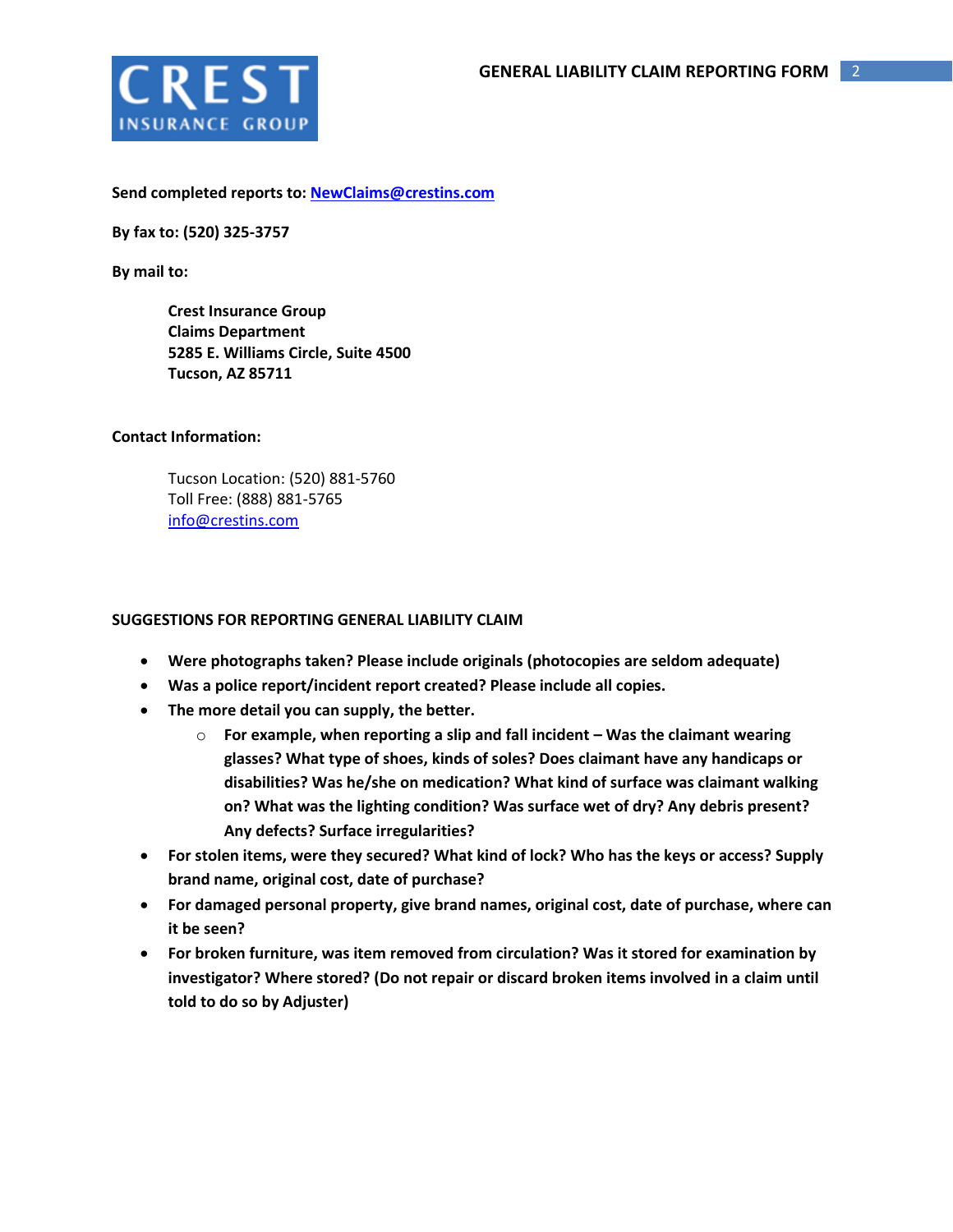**Send completed reports to: NewClaims@crestins.com**

**By fax to: (520) 325-3757**

**By mail to:**

> **Crest Insurance Group**
> **Claims Department**
> **5285 E. Williams Circle, Suite 4500**
> **Tucson, AZ 85711**

**Contact Information:**

> Tucson Location: (520) 881-5760
> Toll Free: (888) 881-5765
> info@crestins.com

**SUGGESTIONS FOR REPORTING GENERAL LIABILITY CLAIM**

- **Were photographs taken? Please include originals (photocopies are seldom adequate)**
- **Was a police report/incident report created? Please include all copies.**
- **The more detail you can supply, the better.**
    - **For example, when reporting a slip and fall incident – Was the claimant wearing glasses? What type of shoes, kinds of soles? Does claimant have any handicaps or disabilities? Was he/she on medication? What kind of surface was claimant walking on? What was the lighting condition? Was surface wet of dry? Any debris present? Any defects? Surface irregularities?**
- **For stolen items, were they secured? What kind of lock? Who has the keys or access? Supply brand name, original cost, date of purchase?**
- **For damaged personal property, give brand names, original cost, date of purchase, where can it be seen?**
- **For broken furniture, was item removed from circulation? Was it stored for examination by investigator? Where stored? (Do not repair or discard broken items involved in a claim until told to do so by Adjuster)**